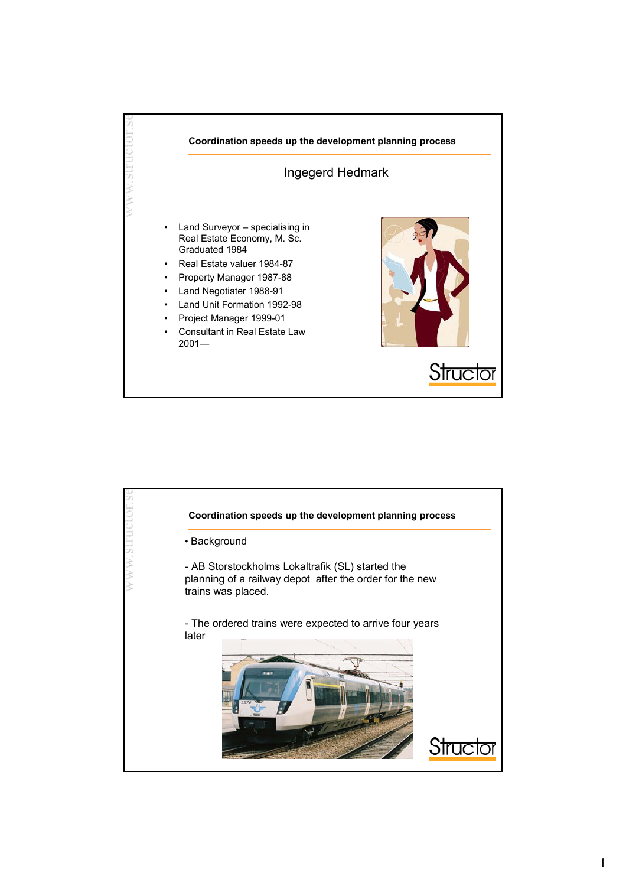## Coordination speeds up the development planning process

### Ingegerd Hedmark

- Land Surveyor – specialising in Real Estate Economy, M. Sc. Graduated 1984
- Real Estate valuer 1984-87
- Property Manager 1987-88
- Land Negotiater 1988-91
- Land Unit Formation 1992-98
- Project Manager 1999-01
- Consultant in Real Estate Law 2001—

## Coordination speeds up the development planning process

- Background

- AB Storstockholms Lokaltrafik (SL) started the planning of a railway depot after the order for the new trains was placed.

- The ordered trains were expected to arrive four years later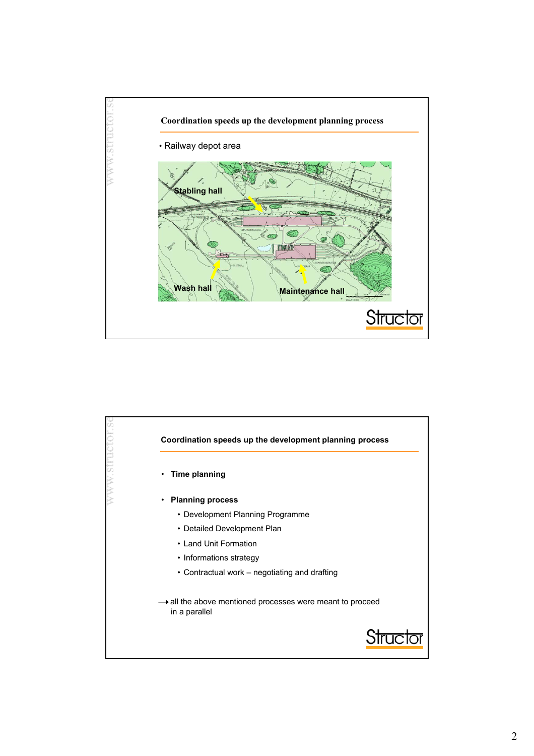## Coordination speeds up the development planning process

- Railway depot area

Stabling hall

Wash hall

Maintenance hall

## Coordination speeds up the development planning process

- **Time planning**
- **Planning process**
  - Development Planning Programme
  - Detailed Development Plan
  - Land Unit Formation
  - Informations strategy
  - Contractual work – negotiating and drafting

→ all the above mentioned processes were meant to proceed in a parallel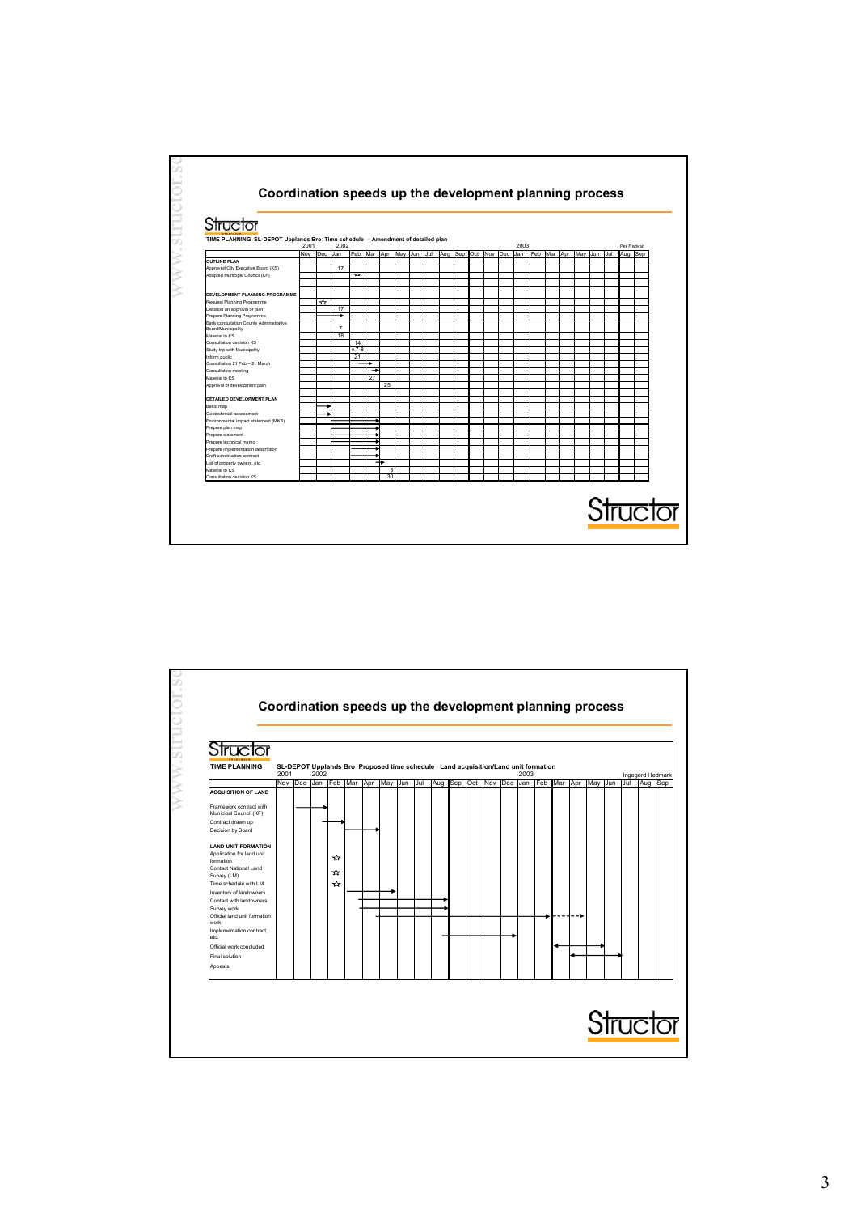## Coordination speeds up the development planning process

Structor

**TIME PLANNING SL-DEPOT Upplands Bro Time schedule – Amendment of detailed plan**

Per Radvad

| | 2001 Nov | Dec | 2002 Jan | Feb | Mar | Apr | May | Jun | Jul | Aug | Sep | Oct | Nov | Dec | 2003 Jan | Feb | Mar | Apr | May | Jun | Jul | Aug | Sep |
|---|---|---|---|---|---|---|---|---|---|---|---|---|---|---|---|---|---|---|---|---|---|---|---|
| **OUTLINE PLAN** | | | | | | | | | | | | | | | | | | | | | | | |
| Approved City Executive Board (KS) | | | 17 | | | | | | | | | | | | | | | | | | | | |
| Adopted Municipal Council (KF) | | | | ☆ | | | | | | | | | | | | | | | | | | | |
| **DEVELOPMENT PLANNING PROGRAMME** | | | | | | | | | | | | | | | | | | | | | | | |
| Request Planning Programme | | ☆ | | | | | | | | | | | | | | | | | | | | | |
| Decision on approval of plan | | | 17 | | | | | | | | | | | | | | | | | | | | |
| Prepare Planning Programme | | → | → | | | | | | | | | | | | | | | | | | | | |
| Early consultation County Administrative Board/Municipality | | | 7 | | | | | | | | | | | | | | | | | | | | |
| Material to KS | | | 18 | | | | | | | | | | | | | | | | | | | | |
| Consultation decision KS | | | | 14 | | | | | | | | | | | | | | | | | | | |
| Study trip with Municipality | | | | v.7-8 | | | | | | | | | | | | | | | | | | | |
| Inform public | | | | 21 | | | | | | | | | | | | | | | | | | | |
| Consultation 21 Feb – 21 March | | | | → | → | | | | | | | | | | | | | | | | | | |
| Consultation meeting | | | | | → | | | | | | | | | | | | | | | | | | |
| Material to KS | | | | | 27 | | | | | | | | | | | | | | | | | | |
| Approval of development plan | | | | | | 25 | | | | | | | | | | | | | | | | | |
| **DETAILED DEVELOPMENT PLAN** | | | | | | | | | | | | | | | | | | | | | | | |
| Basic map | | → | | | | | | | | | | | | | | | | | | | | | |
| Geotechnical assessment | | → | | | | | | | | | | | | | | | | | | | | | |
| Environmental impact statement (MKB) | | | → | → | → | | | | | | | | | | | | | | | | | | |
| Prepare plan map | | | → | → | → | | | | | | | | | | | | | | | | | | |
| Prepare statement | | | → | → | → | | | | | | | | | | | | | | | | | | |
| Prepare technical memo | | | → | → | → | | | | | | | | | | | | | | | | | | |
| Prepare implementation description | | | | → | → | | | | | | | | | | | | | | | | | | |
| Draft construction contract | | | | → | → | | | | | | | | | | | | | | | | | | |
| List of property owners, etc. | | | | | → | | | | | | | | | | | | | | | | | | |
| Material to KS | | | | | | 3 | | | | | | | | | | | | | | | | | |
| Consultation decision KS | | | | | | 30 | | | | | | | | | | | | | | | | | |

Structor

## Coordination speeds up the development planning process

Structor

**TIME PLANNING** SL-DEPOT Upplands Bro Proposed time schedule Land acquisition/Land unit formation

Ingegerd Hedmark

| | 2001 Nov | Dec | 2002 Jan | Feb | Mar | Apr | May | Jun | Jul | Aug | Sep | Oct | Nov | Dec | 2003 Jan | Feb | Mar | Apr | May | Jun | Jul | Aug | Sep |
|---|---|---|---|---|---|---|---|---|---|---|---|---|---|---|---|---|---|---|---|---|---|---|---|
| **ACQUISITION OF LAND** | | | | | | | | | | | | | | | | | | | | | | | |
| Framework contract with Municipal Council (KF) | | → | → | | | | | | | | | | | | | | | | | | | | |
| Contract drawn up | | | → | → | | | | | | | | | | | | | | | | | | | |
| Decision by Board | | | | → | → | → | | | | | | | | | | | | | | | | | |
| **LAND UNIT FORMATION** | | | | | | | | | | | | | | | | | | | | | | | |
| Application for land unit formation | | | | ☆ | | | | | | | | | | | | | | | | | | | |
| Contact National Land Survey (LM) | | | | ☆ | | | | | | | | | | | | | | | | | | | |
| Time schedule with LM | | | | ☆ | | | | | | | | | | | | | | | | | | | |
| Inventory of landowners | | | | | → | → | → | | | | | | | | | | | | | | | | |
| Contact with landowners | | | | | → | → | → | → | → | → | | | | | | | | | | | | | |
| Survey work | | | | | → | → | → | → | → | → | | | | | | | | | | | | | |
| Official land unit formation work | | | | | | → | → | → | → | → | → | → | → | → | → | → | → | - - → | | | | | |
| Implementation contract, etc. | | | | | | | | | | → | → | → | → | → | → | | | | | | | | |
| Official work concluded | | | | | | | | | | | | | | | | | ← | ← | → | | | | |
| Final solution | | | | | | | | | | | | | | | | | ← | ← | ← | → | | | |
| Appeals | | | | | | | | | | | | | | | | | | | | | | | |

Structor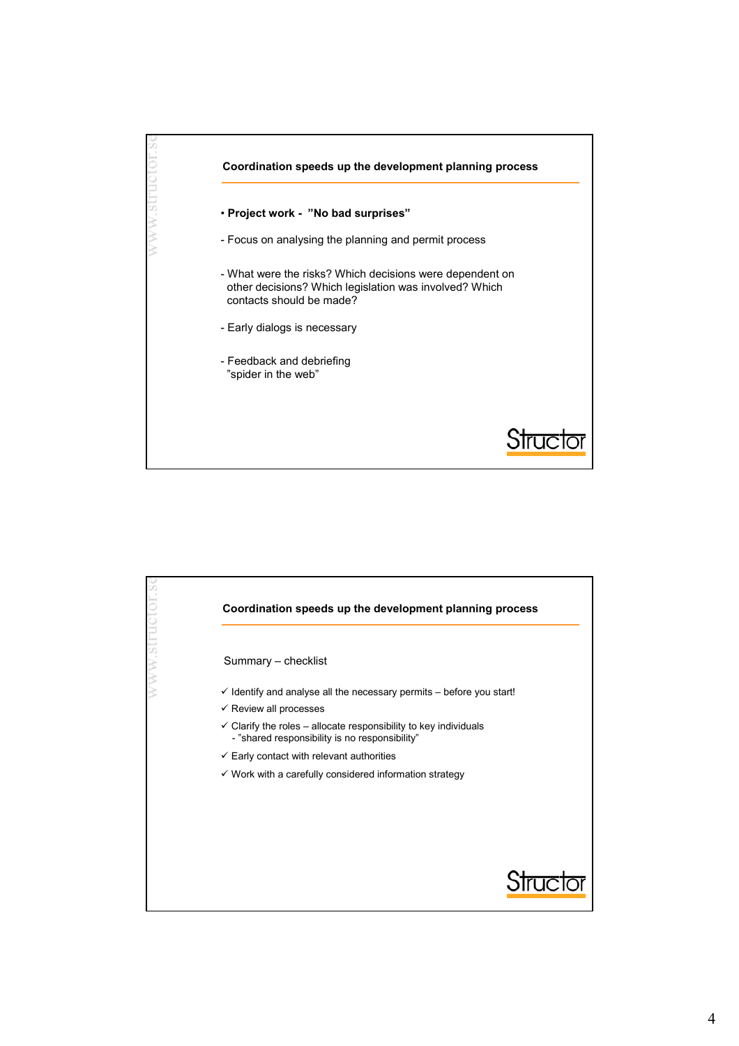## Coordination speeds up the development planning process

- **Project work - ”No bad surprises”**

- Focus on analysing the planning and permit process

- What were the risks? Which decisions were dependent on other decisions? Which legislation was involved? Which contacts should be made?

- Early dialogs is necessary

- Feedback and debriefing
  ”spider in the web”

Structor

## Coordination speeds up the development planning process

Summary – checklist

- ✓ Identify and analyse all the necessary permits – before you start!
- ✓ Review all processes
- ✓ Clarify the roles – allocate responsibility to key individuals
  - ”shared responsibility is no responsibility”
- ✓ Early contact with relevant authorities
- ✓ Work with a carefully considered information strategy

Structor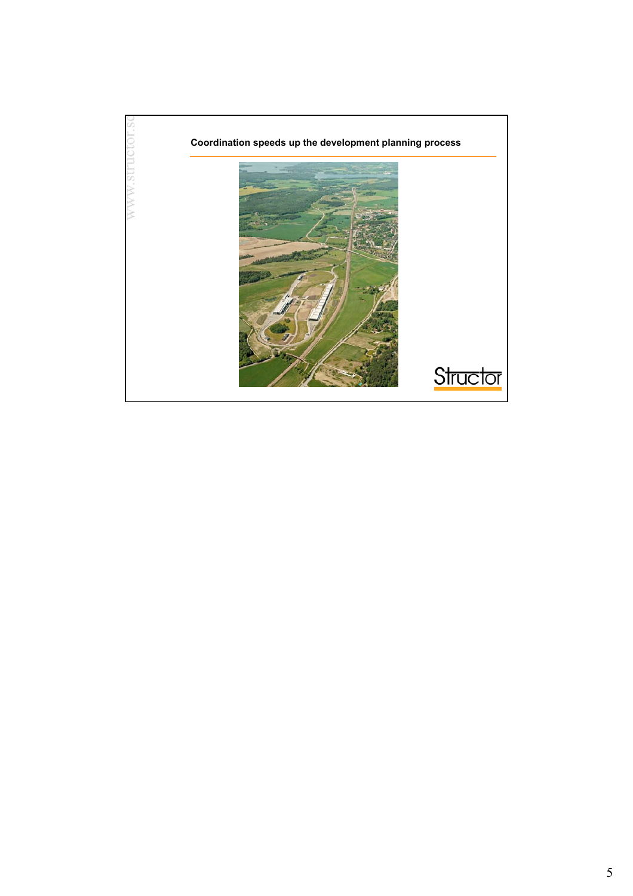Coordination speeds up the development planning process